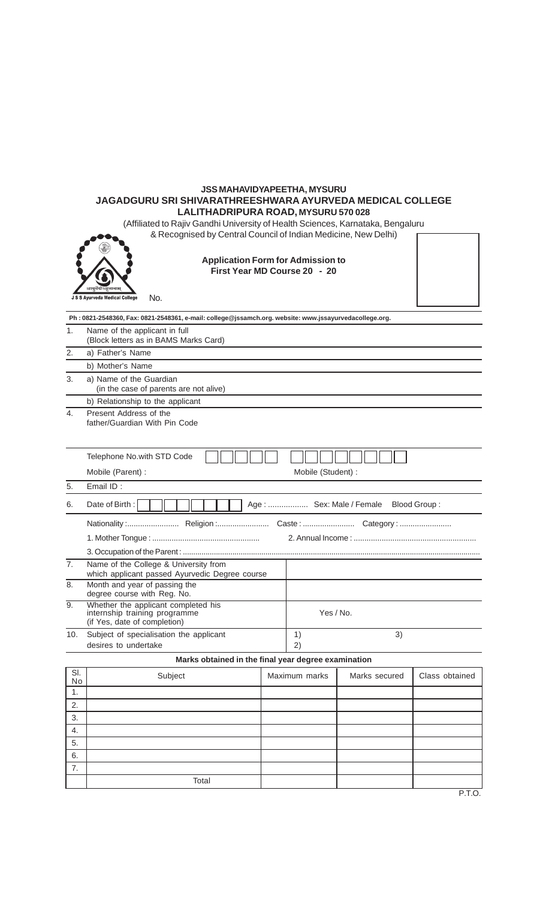# JSS MAHAVIDYAPEETHA, MYSURU

## JAGADGURU SRI SHIVARATHREESHWARA AYURVEDA MEDICAL COLLEGE

### LALITHADRIPURA ROAD, MYSURU 570 028

(Affiliated to Rajiv Gandhi University of Health Sciences, Karnataka, Bengaluru & Recognised by Central Council of Indian Medicine, New Delhi)

आयुर्वेदोऽमृतानाम्
J S S Ayurveda Medical College

**Application Form for Admission to First Year MD Course 20 - 20**

No.

**Ph : 0821-2548360, Fax: 0821-2548361, e-mail: college@jssamch.org. website: www.jssayurvedacollege.org.**

1. Name of the applicant in full (Block letters as in BAMS Marks Card)
2. a) Father's Name
   b) Mother's Name
3. a) Name of the Guardian (in the case of parents are not alive)
   b) Relationship to the applicant
4. Present Address of the father/Guardian With Pin Code

   Telephone No.with STD Code

   Mobile (Parent) : Mobile (Student) :
5. Email ID :
6. Date of Birth : Age : .................. Sex: Male / Female Blood Group :

   Nationality :........................ Religion :........................ Caste : ........................ Category : ........................

   1. Mother Tongue : ................................................. 2. Annual Income : .........................................................

   3. Occupation of the Parent : ..........................................................................................................................................
7. Name of the College & University from which applicant passed Ayurvedic Degree course
8. Month and year of passing the degree course with Reg. No.
9. Whether the applicant completed his internship training programme (if Yes, date of completion) Yes / No.
10. Subject of specialisation the applicant desires to undertake 1) 2) 3)

**Marks obtained in the final year degree examination**

| Sl. No | Subject | Maximum marks | Marks secured | Class obtained |
|---|---|---|---|---|
| 1. | | | | |
| 2. | | | | |
| 3. | | | | |
| 4. | | | | |
| 5. | | | | |
| 6. | | | | |
| 7. | | | | |
| | Total | | | |

P.T.O.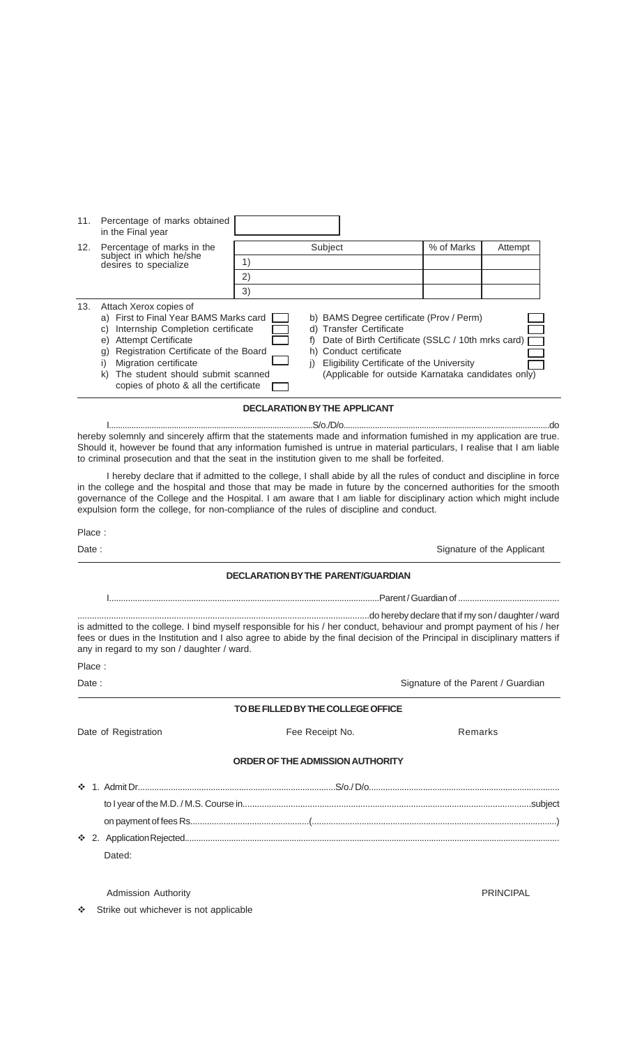11. Percentage of marks obtained in the Final year

12. Percentage of marks in the subject in which he/she desires to specialize

| | Subject | % of Marks | Attempt |
|---|---|---|---|
| 1) | | | |
| 2) | | | |
| 3) | | | |

13. Attach Xerox copies of
   - a) First to Final Year BAMS Marks card
   - b) BAMS Degree certificate (Prov / Perm)
   - c) Internship Completion certificate
   - d) Transfer Certificate
   - e) Attempt Certificate
   - f) Date of Birth Certificate (SSLC / 10th mrks card)
   - g) Registration Certificate of the Board
   - h) Conduct certificate
   - i) Migration certificate
   - j) Eligibility Certificate of the University (Applicable for outside Karnataka candidates only)
   - k) The student should submit scanned copies of photo & all the certificate

## DECLARATION BY THE APPLICANT

I..........................................................................S/o./D/o..........................................................................................do hereby solemnly and sincerely affirm that the statements made and information fumished in my application are true. Should it, however be found that any information fumished is untrue in material particulars, I realise that I am liable to criminal prosecution and that the seat in the institution given to me shall be forfeited.

I hereby declare that if admitted to the college, I shall abide by all the rules of conduct and discipline in force in the college and the hospital and those that may be made in future by the concerned authorities for the smooth governance of the College and the Hospital. I am aware that I am liable for disciplinary action which might include expulsion form the college, for non-compliance of the rules of discipline and conduct.

Place :

Date : Signature of the Applicant

## DECLARATION BY THE PARENT/GUARDIAN

I...................................................................................................................Parent / Guardian of ...........................................

..........................................................................................................................do hereby declare that if my son / daughter / ward is admitted to the college. I bind myself responsible for his / her conduct, behaviour and prompt payment of his / her fees or dues in the Institution and I also agree to abide by the final decision of the Principal in disciplinary matters if any in regard to my son / daughter / ward.

Place :

Date : Signature of the Parent / Guardian

## TO BE FILLED BY THE COLLEGE OFFICE

Date of Registration Fee Receipt No. Remarks

## ORDER OF THE ADMISSION AUTHORITY

❖ 1. Admit Dr...................................................................................S/o./ D/o..........................................................................
to I year of the M.D. / M.S. Course in......................................................................................................................subject
on payment of fees Rs...................................................(..........................................................................................)

❖ 2. Application Rejected...........................................................................................................................................

Dated:

Admission Authority PRINCIPAL

❖ Strike out whichever is not applicable